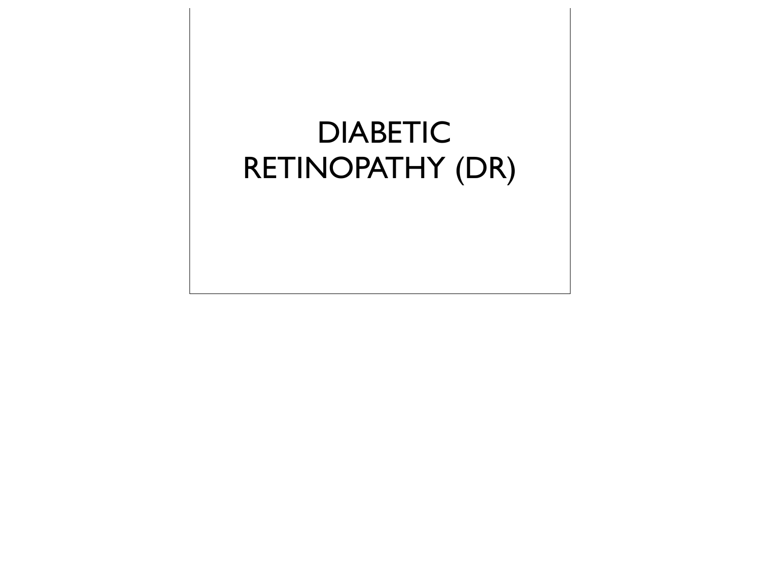# DIABETIC RETINOPATHY (DR)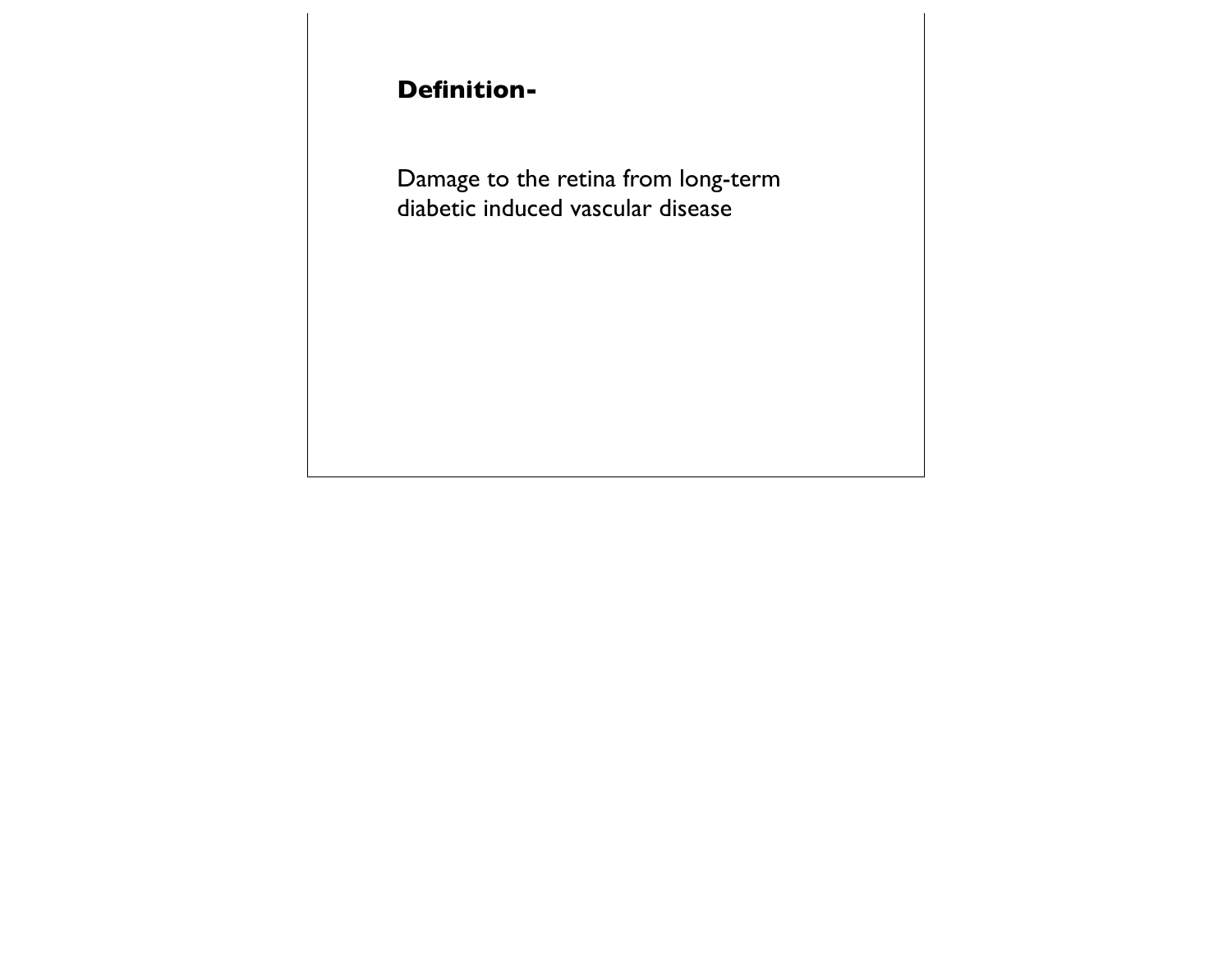**Definition-**

Damage to the retina from long-term diabetic induced vascular disease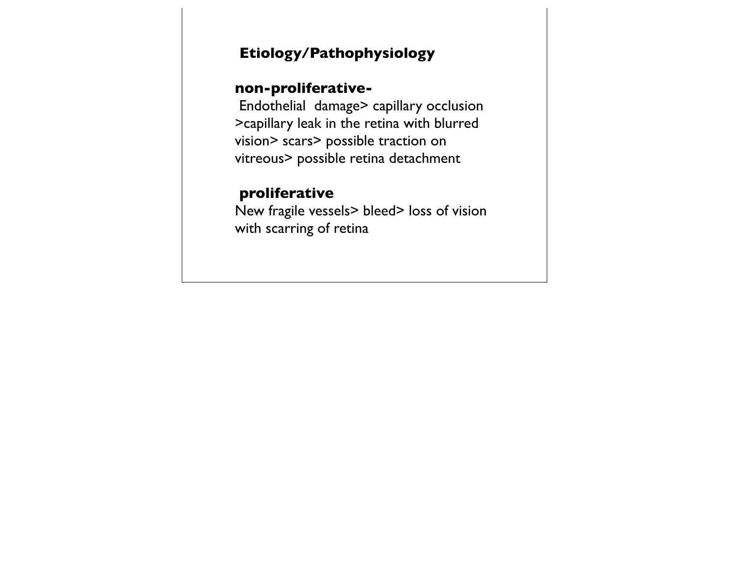## Etiology/Pathophysiology

**non-proliferative-**

Endothelial damage> capillary occlusion >capillary leak in the retina with blurred vision> scars> possible traction on vitreous> possible retina detachment

**proliferative**

New fragile vessels> bleed> loss of vision with scarring of retina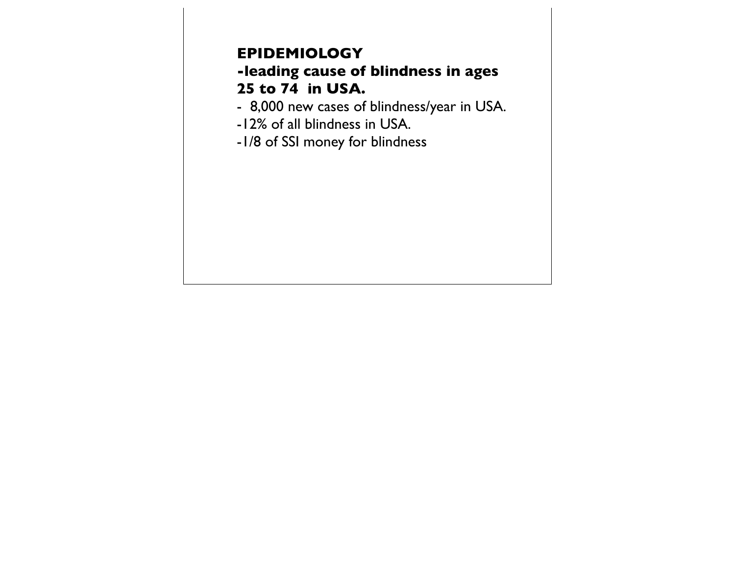## EPIDEMIOLOGY

**-leading cause of blindness in ages 25 to 74 in USA.**

- 8,000 new cases of blindness/year in USA.
- 12% of all blindness in USA.
- 1/8 of SSI money for blindness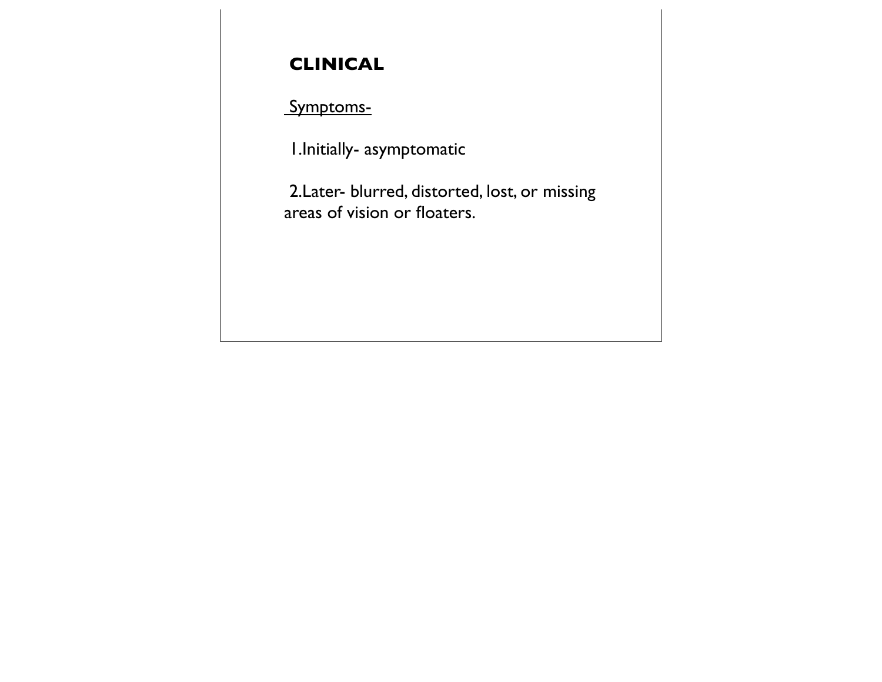## CLINICAL

Symptoms-

1. Initially- asymptomatic

2. Later- blurred, distorted, lost, or missing areas of vision or floaters.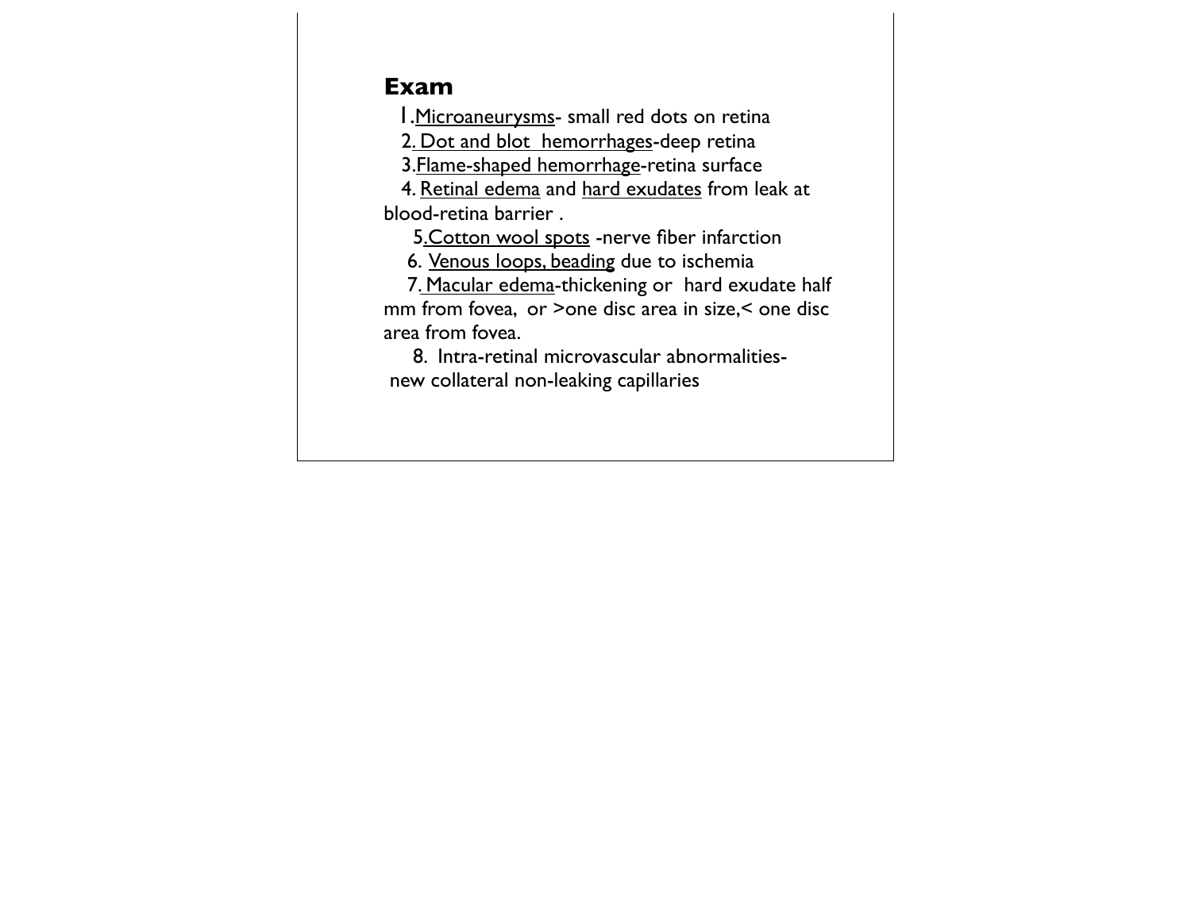## Exam

1. Microaneurysms- small red dots on retina
2. Dot and blot hemorrhages-deep retina
3. Flame-shaped hemorrhage-retina surface
4. Retinal edema and hard exudates from leak at blood-retina barrier .
5. Cotton wool spots -nerve fiber infarction
6. Venous loops, beading due to ischemia
7. Macular edema-thickening or hard exudate half mm from fovea, or >one disc area in size,< one disc area from fovea.
8. Intra-retinal microvascular abnormalities- new collateral non-leaking capillaries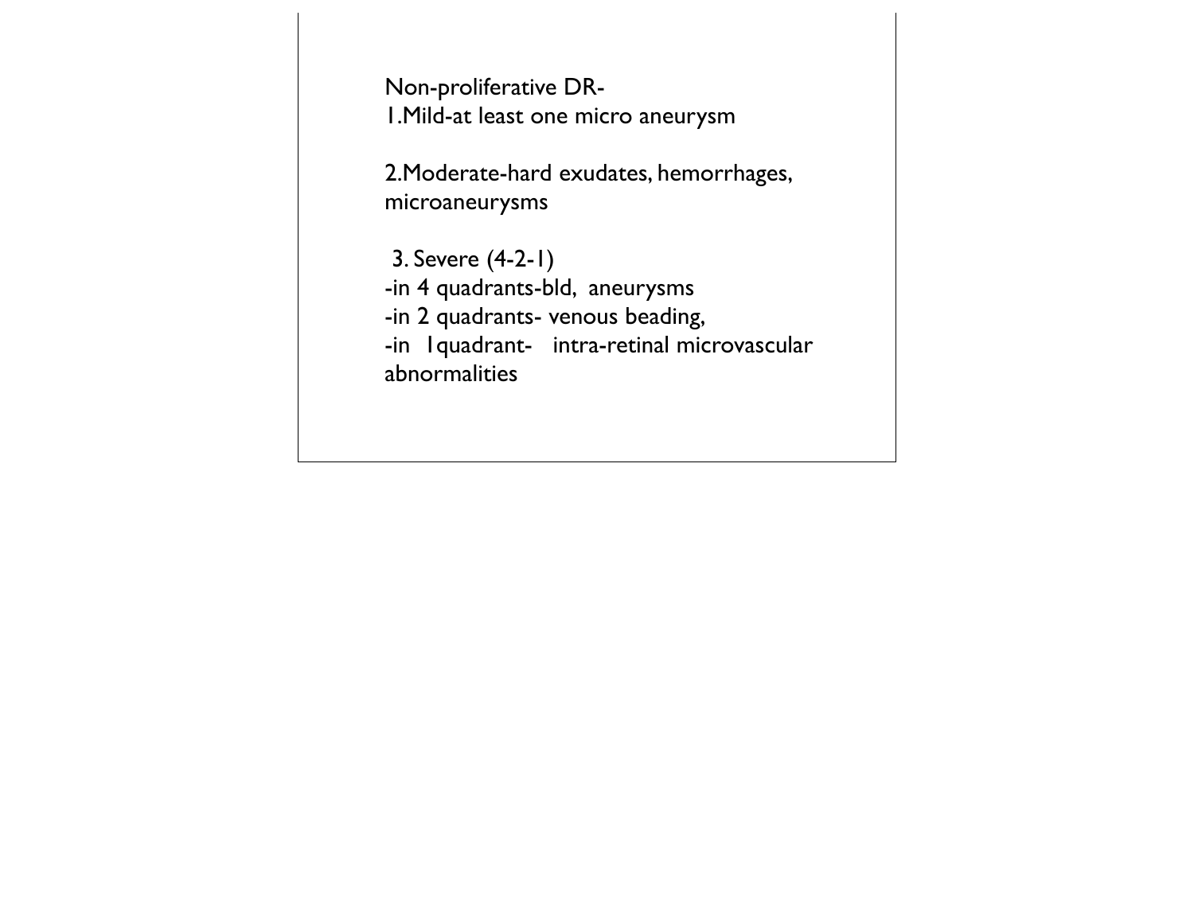Non-proliferative DR-

1.Mild-at least one micro aneurysm

2.Moderate-hard exudates, hemorrhages, microaneurysms

3. Severe (4-2-1)

-in 4 quadrants-bld, aneurysms

-in 2 quadrants- venous beading,

-in 1quadrant- intra-retinal microvascular abnormalities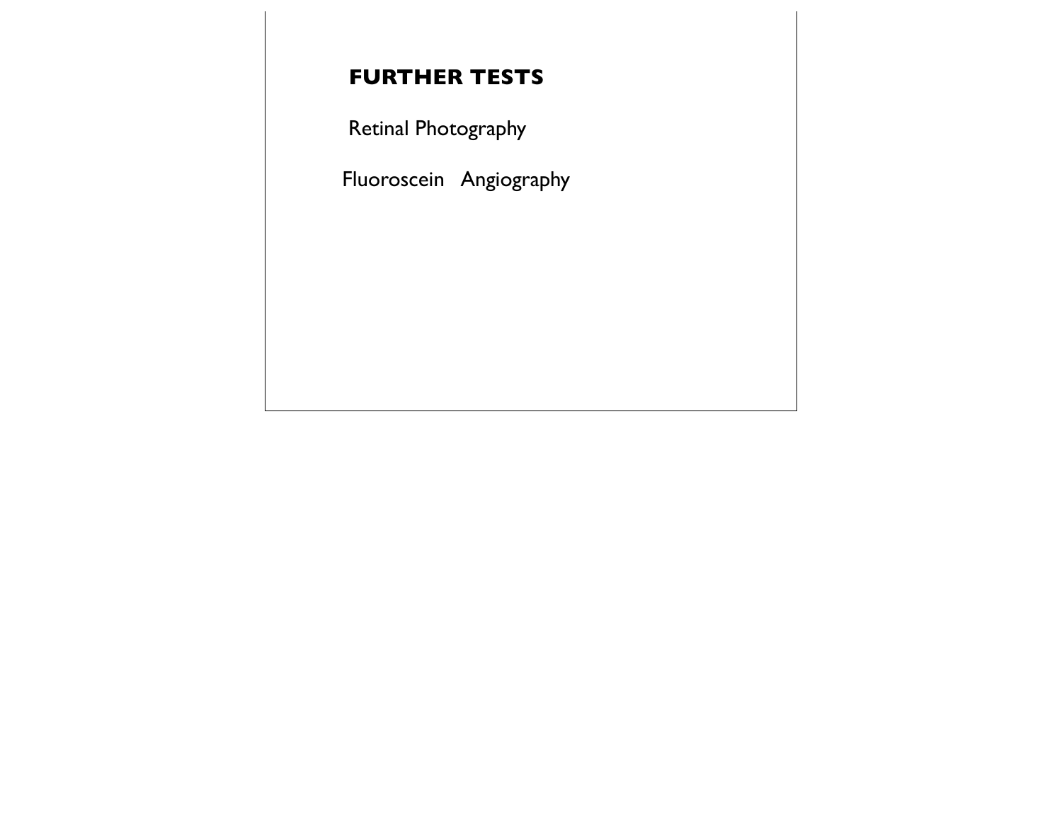## FURTHER TESTS

Retinal Photography

Fluoroscein Angiography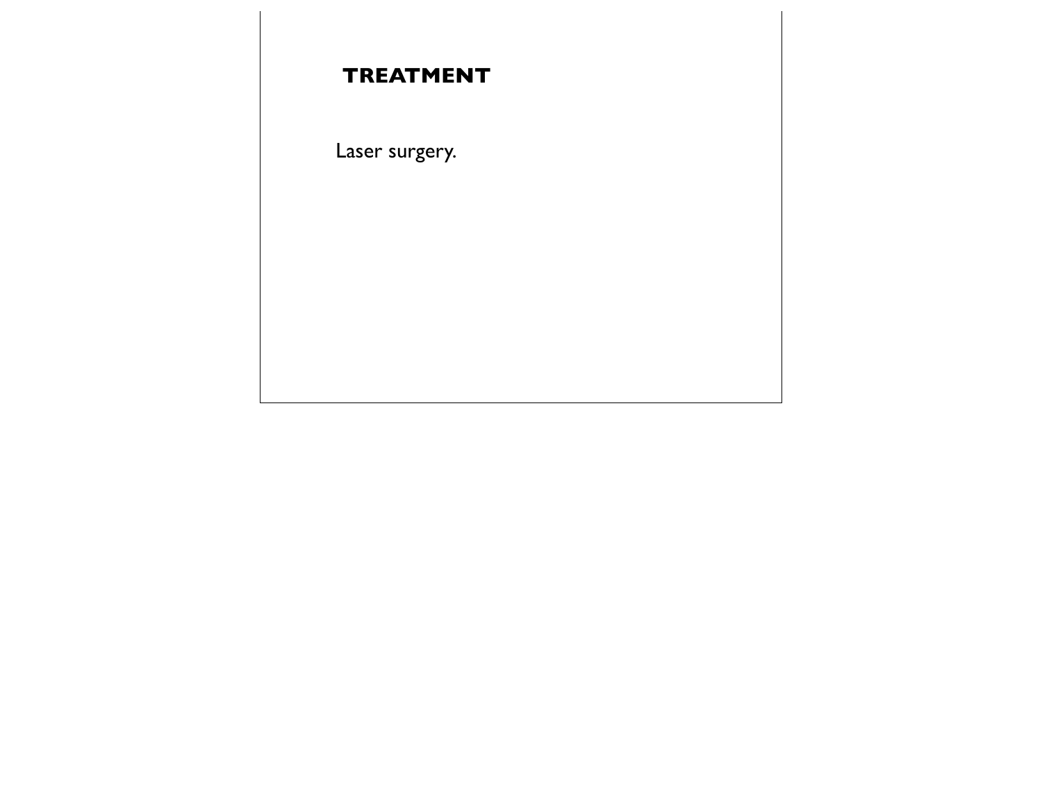## TREATMENT

Laser surgery.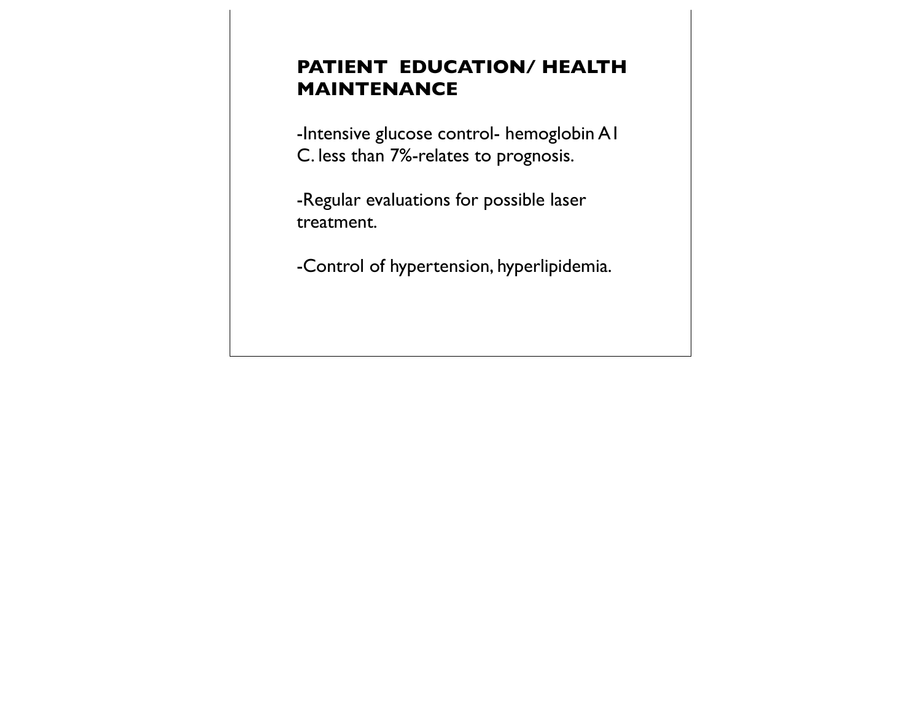## PATIENT EDUCATION/ HEALTH MAINTENANCE

-Intensive glucose control- hemoglobin A1 C. less than 7%-relates to prognosis.

-Regular evaluations for possible laser treatment.

-Control of hypertension, hyperlipidemia.